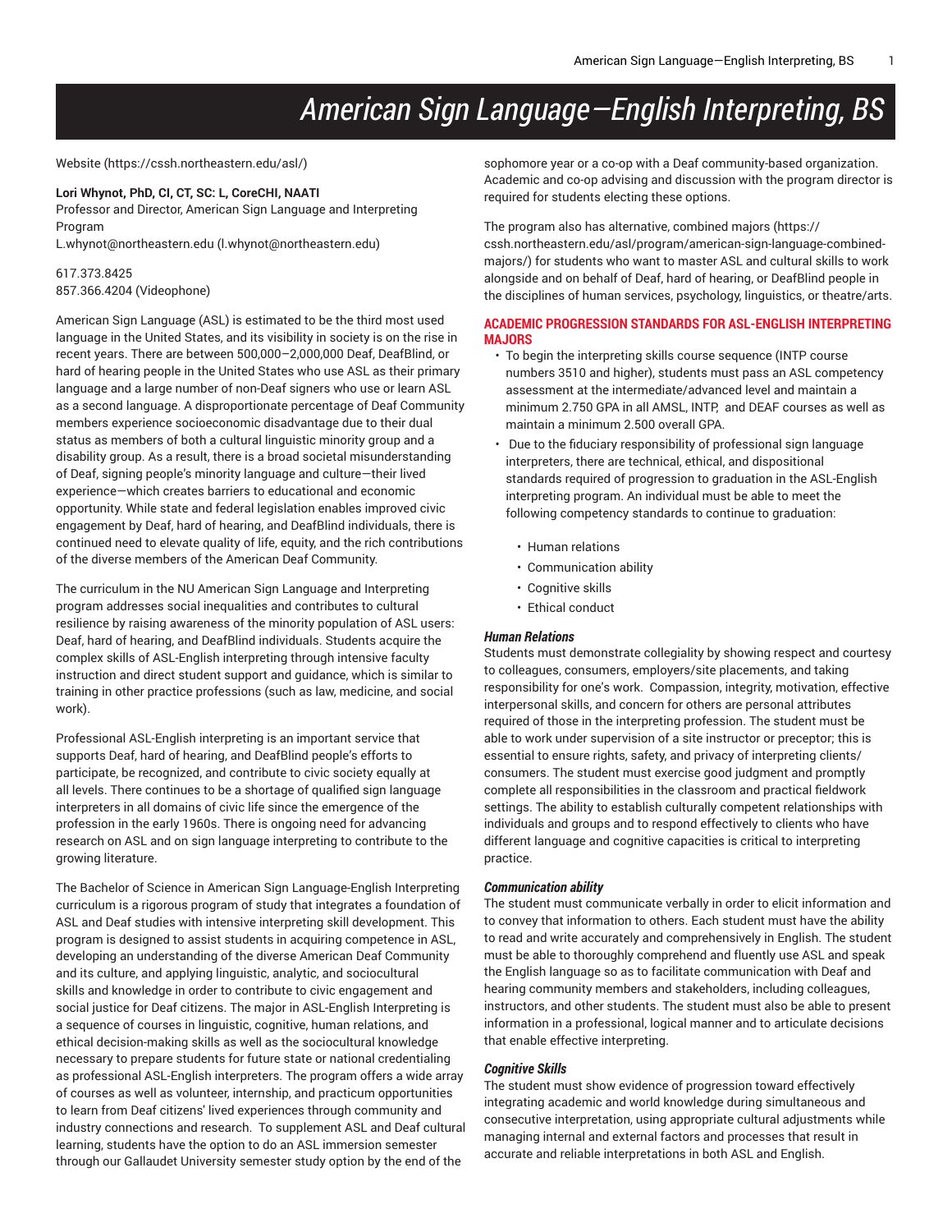# American Sign Language—English Interpreting, BS

Website (https://cssh.northeastern.edu/asl/)

**Lori Whynot, PhD, CI, CT, SC: L, CoreCHI, NAATI**
Professor and Director, American Sign Language and Interpreting Program
L.whynot@northeastern.edu (l.whynot@northeastern.edu)

617.373.8425
857.366.4204 (Videophone)

American Sign Language (ASL) is estimated to be the third most used language in the United States, and its visibility in society is on the rise in recent years. There are between 500,000–2,000,000 Deaf, DeafBlind, or hard of hearing people in the United States who use ASL as their primary language and a large number of non-Deaf signers who use or learn ASL as a second language. A disproportionate percentage of Deaf Community members experience socioeconomic disadvantage due to their dual status as members of both a cultural linguistic minority group and a disability group. As a result, there is a broad societal misunderstanding of Deaf, signing people's minority language and culture—their lived experience—which creates barriers to educational and economic opportunity. While state and federal legislation enables improved civic engagement by Deaf, hard of hearing, and DeafBlind individuals, there is continued need to elevate quality of life, equity, and the rich contributions of the diverse members of the American Deaf Community.

The curriculum in the NU American Sign Language and Interpreting program addresses social inequalities and contributes to cultural resilience by raising awareness of the minority population of ASL users: Deaf, hard of hearing, and DeafBlind individuals. Students acquire the complex skills of ASL-English interpreting through intensive faculty instruction and direct student support and guidance, which is similar to training in other practice professions (such as law, medicine, and social work).

Professional ASL-English interpreting is an important service that supports Deaf, hard of hearing, and DeafBlind people's efforts to participate, be recognized, and contribute to civic society equally at all levels. There continues to be a shortage of qualified sign language interpreters in all domains of civic life since the emergence of the profession in the early 1960s. There is ongoing need for advancing research on ASL and on sign language interpreting to contribute to the growing literature.

The Bachelor of Science in American Sign Language-English Interpreting curriculum is a rigorous program of study that integrates a foundation of ASL and Deaf studies with intensive interpreting skill development. This program is designed to assist students in acquiring competence in ASL, developing an understanding of the diverse American Deaf Community and its culture, and applying linguistic, analytic, and sociocultural skills and knowledge in order to contribute to civic engagement and social justice for Deaf citizens. The major in ASL-English Interpreting is a sequence of courses in linguistic, cognitive, human relations, and ethical decision-making skills as well as the sociocultural knowledge necessary to prepare students for future state or national credentialing as professional ASL-English interpreters. The program offers a wide array of courses as well as volunteer, internship, and practicum opportunities to learn from Deaf citizens' lived experiences through community and industry connections and research. To supplement ASL and Deaf cultural learning, students have the option to do an ASL immersion semester through our Gallaudet University semester study option by the end of the sophomore year or a co-op with a Deaf community-based organization. Academic and co-op advising and discussion with the program director is required for students electing these options.

The program also has alternative, combined majors (https://cssh.northeastern.edu/asl/program/american-sign-language-combined-majors/) for students who want to master ASL and cultural skills to work alongside and on behalf of Deaf, hard of hearing, or DeafBlind people in the disciplines of human services, psychology, linguistics, or theatre/arts.

## ACADEMIC PROGRESSION STANDARDS FOR ASL-ENGLISH INTERPRETING MAJORS

- To begin the interpreting skills course sequence (INTP course numbers 3510 and higher), students must pass an ASL competency assessment at the intermediate/advanced level and maintain a minimum 2.750 GPA in all AMSL, INTP, and DEAF courses as well as maintain a minimum 2.500 overall GPA.
- Due to the fiduciary responsibility of professional sign language interpreters, there are technical, ethical, and dispositional standards required of progression to graduation in the ASL-English interpreting program. An individual must be able to meet the following competency standards to continue to graduation:
  - Human relations
  - Communication ability
  - Cognitive skills
  - Ethical conduct

### *Human Relations*

Students must demonstrate collegiality by showing respect and courtesy to colleagues, consumers, employers/site placements, and taking responsibility for one's work. Compassion, integrity, motivation, effective interpersonal skills, and concern for others are personal attributes required of those in the interpreting profession. The student must be able to work under supervision of a site instructor or preceptor; this is essential to ensure rights, safety, and privacy of interpreting clients/consumers. The student must exercise good judgment and promptly complete all responsibilities in the classroom and practical fieldwork settings. The ability to establish culturally competent relationships with individuals and groups and to respond effectively to clients who have different language and cognitive capacities is critical to interpreting practice.

### *Communication ability*

The student must communicate verbally in order to elicit information and to convey that information to others. Each student must have the ability to read and write accurately and comprehensively in English. The student must be able to thoroughly comprehend and fluently use ASL and speak the English language so as to facilitate communication with Deaf and hearing community members and stakeholders, including colleagues, instructors, and other students. The student must also be able to present information in a professional, logical manner and to articulate decisions that enable effective interpreting.

### *Cognitive Skills*

The student must show evidence of progression toward effectively integrating academic and world knowledge during simultaneous and consecutive interpretation, using appropriate cultural adjustments while managing internal and external factors and processes that result in accurate and reliable interpretations in both ASL and English.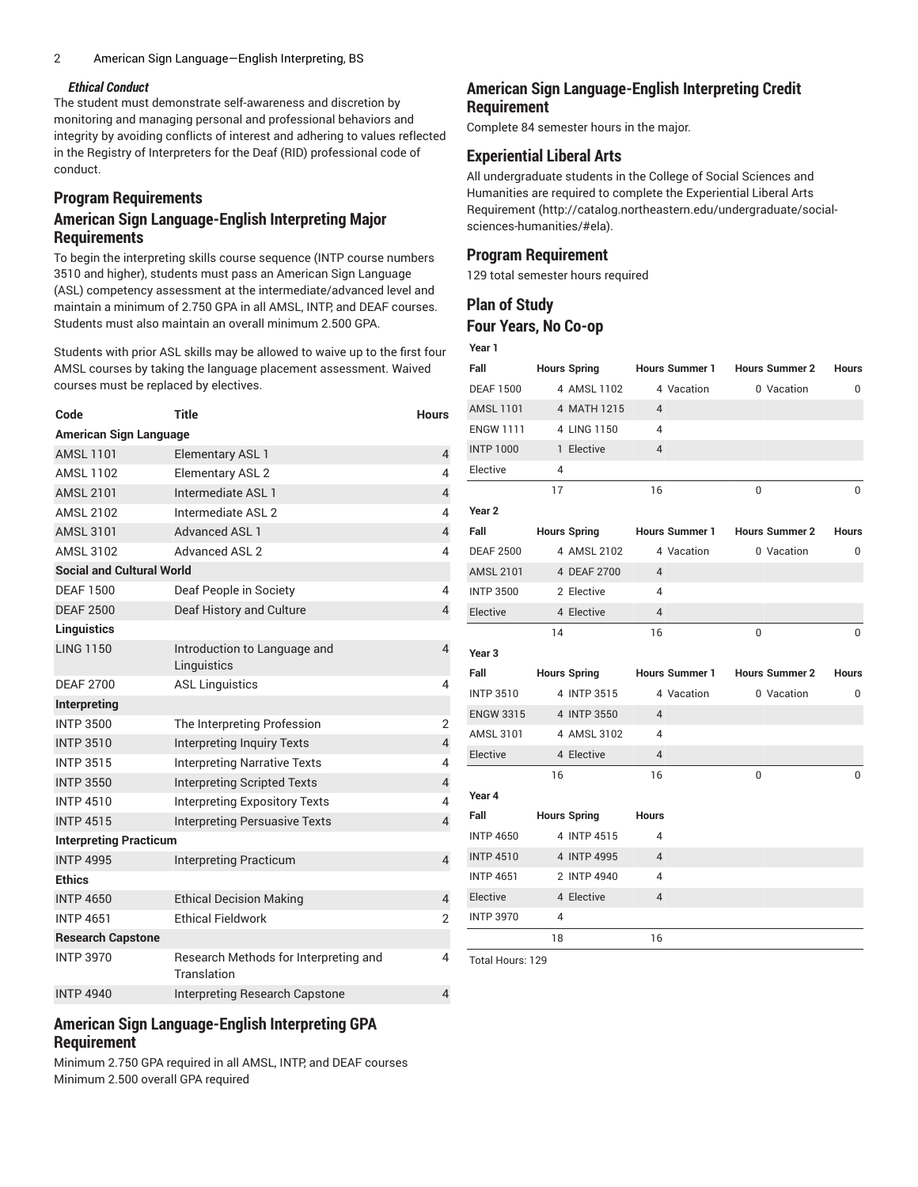#### *Ethical Conduct*

The student must demonstrate self-awareness and discretion by monitoring and managing personal and professional behaviors and integrity by avoiding conflicts of interest and adhering to values reflected in the Registry of Interpreters for the Deaf (RID) professional code of conduct.

## Program Requirements

### American Sign Language-English Interpreting Major Requirements

To begin the interpreting skills course sequence (INTP course numbers 3510 and higher), students must pass an American Sign Language (ASL) competency assessment at the intermediate/advanced level and maintain a minimum of 2.750 GPA in all AMSL, INTP, and DEAF courses. Students must also maintain an overall minimum 2.500 GPA.

Students with prior ASL skills may be allowed to waive up to the first four AMSL courses by taking the language placement assessment. Waived courses must be replaced by electives.

| Code | Title | Hours |
|---|---|---|
| **American Sign Language** | | |
| AMSL 1101 | Elementary ASL 1 | 4 |
| AMSL 1102 | Elementary ASL 2 | 4 |
| AMSL 2101 | Intermediate ASL 1 | 4 |
| AMSL 2102 | Intermediate ASL 2 | 4 |
| AMSL 3101 | Advanced ASL 1 | 4 |
| AMSL 3102 | Advanced ASL 2 | 4 |
| **Social and Cultural World** | | |
| DEAF 1500 | Deaf People in Society | 4 |
| DEAF 2500 | Deaf History and Culture | 4 |
| **Linguistics** | | |
| LING 1150 | Introduction to Language and Linguistics | 4 |
| DEAF 2700 | ASL Linguistics | 4 |
| **Interpreting** | | |
| INTP 3500 | The Interpreting Profession | 2 |
| INTP 3510 | Interpreting Inquiry Texts | 4 |
| INTP 3515 | Interpreting Narrative Texts | 4 |
| INTP 3550 | Interpreting Scripted Texts | 4 |
| INTP 4510 | Interpreting Expository Texts | 4 |
| INTP 4515 | Interpreting Persuasive Texts | 4 |
| **Interpreting Practicum** | | |
| INTP 4995 | Interpreting Practicum | 4 |
| **Ethics** | | |
| INTP 4650 | Ethical Decision Making | 4 |
| INTP 4651 | Ethical Fieldwork | 2 |
| **Research Capstone** | | |
| INTP 3970 | Research Methods for Interpreting and Translation | 4 |
| INTP 4940 | Interpreting Research Capstone | 4 |

### American Sign Language-English Interpreting GPA Requirement

Minimum 2.750 GPA required in all AMSL, INTP, and DEAF courses
Minimum 2.500 overall GPA required

### American Sign Language-English Interpreting Credit Requirement

Complete 84 semester hours in the major.

### Experiential Liberal Arts

All undergraduate students in the College of Social Sciences and Humanities are required to complete the Experiential Liberal Arts Requirement (http://catalog.northeastern.edu/undergraduate/social-sciences-humanities/#ela).

### Program Requirement

129 total semester hours required

## Plan of Study

### Four Years, No Co-op

**Year 1**

| Fall | Hours | Spring | Hours | Summer 1 | Hours | Summer 2 | Hours |
|---|---|---|---|---|---|---|---|
| DEAF 1500 | 4 | AMSL 1102 | 4 | Vacation | 0 | Vacation | 0 |
| AMSL 1101 | 4 | MATH 1215 | 4 | | | | |
| ENGW 1111 | 4 | LING 1150 | 4 | | | | |
| INTP 1000 | 1 | Elective | 4 | | | | |
| Elective | 4 | | | | | | |
| | 17 | | 16 | | 0 | | 0 |

**Year 2**

| Fall | Hours | Spring | Hours | Summer 1 | Hours | Summer 2 | Hours |
|---|---|---|---|---|---|---|---|
| DEAF 2500 | 4 | AMSL 2102 | 4 | Vacation | 0 | Vacation | 0 |
| AMSL 2101 | 4 | DEAF 2700 | 4 | | | | |
| INTP 3500 | 2 | Elective | 4 | | | | |
| Elective | 4 | Elective | 4 | | | | |
| | 14 | | 16 | | 0 | | 0 |

**Year 3**

| Fall | Hours | Spring | Hours | Summer 1 | Hours | Summer 2 | Hours |
|---|---|---|---|---|---|---|---|
| INTP 3510 | 4 | INTP 3515 | 4 | Vacation | 0 | Vacation | 0 |
| ENGW 3315 | 4 | INTP 3550 | 4 | | | | |
| AMSL 3101 | 4 | AMSL 3102 | 4 | | | | |
| Elective | 4 | Elective | 4 | | | | |
| | 16 | | 16 | | 0 | | 0 |

**Year 4**

| Fall | Hours | Spring | Hours |
|---|---|---|---|
| INTP 4650 | 4 | INTP 4515 | 4 |
| INTP 4510 | 4 | INTP 4995 | 4 |
| INTP 4651 | 2 | INTP 4940 | 4 |
| Elective | 4 | Elective | 4 |
| INTP 3970 | 4 | | |
| | 18 | | 16 |

Total Hours: 129